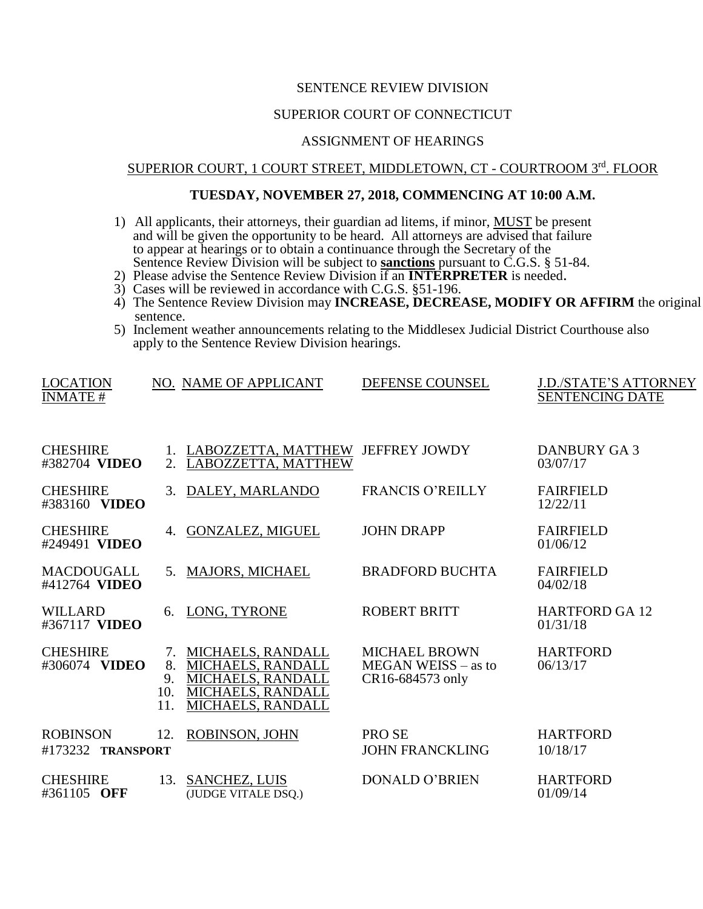SENTENCE REVIEW DIVISION

SUPERIOR COURT OF CONNECTICUT

ASSIGNMENT OF HEARINGS

SUPERIOR COURT, 1 COURT STREET, MIDDLETOWN, CT - COURTROOM 3rd. FLOOR

**TUESDAY, NOVEMBER 27, 2018, COMMENCING AT 10:00 A.M.**

1) All applicants, their attorneys, their guardian ad litems, if minor, MUST be present and will be given the opportunity to be heard. All attorneys are advised that failure to appear at hearings or to obtain a continuance through the Secretary of the Sentence Review Division will be subject to **sanctions** pursuant to C.G.S. § 51-84.
2) Please advise the Sentence Review Division if an **INTERPRETER** is needed.
3) Cases will be reviewed in accordance with C.G.S. §51-196.
4) The Sentence Review Division may **INCREASE, DECREASE, MODIFY OR AFFIRM** the original sentence.
5) Inclement weather announcements relating to the Middlesex Judicial District Courthouse also apply to the Sentence Review Division hearings.

| LOCATION INMATE # | NO. | NAME OF APPLICANT | DEFENSE COUNSEL | J.D./STATE'S ATTORNEY SENTENCING DATE |
|---|---|---|---|---|
| CHESHIRE #382704 **VIDEO** | 1. 2. | LABOZZETTA, MATTHEW LABOZZETTA, MATTHEW | JEFFREY JOWDY | DANBURY GA 3 03/07/17 |
| CHESHIRE #383160 **VIDEO** | 3. | DALEY, MARLANDO | FRANCIS O'REILLY | FAIRFIELD 12/22/11 |
| CHESHIRE #249491 **VIDEO** | 4. | GONZALEZ, MIGUEL | JOHN DRAPP | FAIRFIELD 01/06/12 |
| MACDOUGALL #412764 **VIDEO** | 5. | MAJORS, MICHAEL | BRADFORD BUCHTA | FAIRFIELD 04/02/18 |
| WILLARD #367117 **VIDEO** | 6. | LONG, TYRONE | ROBERT BRITT | HARTFORD GA 12 01/31/18 |
| CHESHIRE #306074 **VIDEO** | 7. 8. 9. 10. 11. | MICHAELS, RANDALL MICHAELS, RANDALL MICHAELS, RANDALL MICHAELS, RANDALL MICHAELS, RANDALL | MICHAEL BROWN MEGAN WEISS – as to CR16-684573 only | HARTFORD 06/13/17 |
| ROBINSON #173232 **TRANSPORT** | 12. | ROBINSON, JOHN | PRO SE JOHN FRANCKLING | HARTFORD 10/18/17 |
| CHESHIRE #361105 **OFF** | 13. | SANCHEZ, LUIS (JUDGE VITALE DSQ.) | DONALD O'BRIEN | HARTFORD 01/09/14 |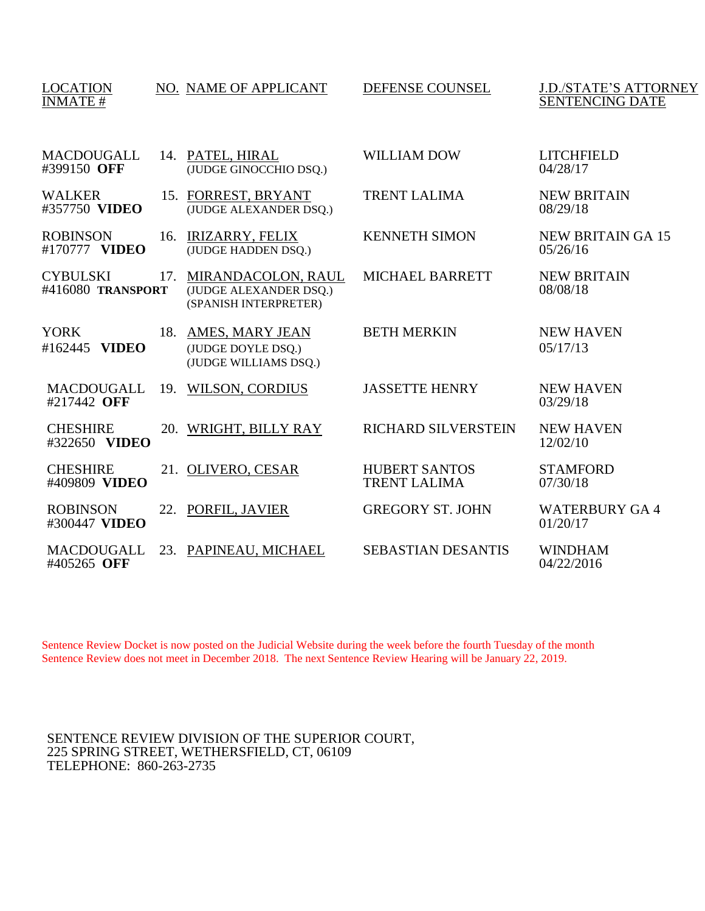| LOCATION<br>INMATE # | NO. | NAME OF APPLICANT | DEFENSE COUNSEL | J.D./STATE'S ATTORNEY<br>SENTENCING DATE |
|---|---|---|---|---|
| MACDOUGALL<br>#399150 **OFF** | 14. | PATEL, HIRAL<br>(JUDGE GINOCCHIO DSQ.) | WILLIAM DOW | LITCHFIELD<br>04/28/17 |
| WALKER<br>#357750 **VIDEO** | 15. | FORREST, BRYANT<br>(JUDGE ALEXANDER DSQ.) | TRENT LALIMA | NEW BRITAIN<br>08/29/18 |
| ROBINSON<br>#170777 **VIDEO** | 16. | IRIZARRY, FELIX<br>(JUDGE HADDEN DSQ.) | KENNETH SIMON | NEW BRITAIN GA 15<br>05/26/16 |
| CYBULSKI<br>#416080 **TRANSPORT** | 17. | MIRANDACOLON, RAUL<br>(JUDGE ALEXANDER DSQ.)<br>(SPANISH INTERPRETER) | MICHAEL BARRETT | NEW BRITAIN<br>08/08/18 |
| YORK<br>#162445 **VIDEO** | 18. | AMES, MARY JEAN<br>(JUDGE DOYLE DSQ.)<br>(JUDGE WILLIAMS DSQ.) | BETH MERKIN | NEW HAVEN<br>05/17/13 |
| MACDOUGALL<br>#217442 **OFF** | 19. | WILSON, CORDIUS | JASSETTE HENRY | NEW HAVEN<br>03/29/18 |
| CHESHIRE<br>#322650 **VIDEO** | 20. | WRIGHT, BILLY RAY | RICHARD SILVERSTEIN | NEW HAVEN<br>12/02/10 |
| CHESHIRE<br>#409809 **VIDEO** | 21. | OLIVERO, CESAR | HUBERT SANTOS<br>TRENT LALIMA | STAMFORD<br>07/30/18 |
| ROBINSON<br>#300447 **VIDEO** | 22. | PORFIL, JAVIER | GREGORY ST. JOHN | WATERBURY GA 4<br>01/20/17 |
| MACDOUGALL<br>#405265 **OFF** | 23. | PAPINEAU, MICHAEL | SEBASTIAN DESANTIS | WINDHAM<br>04/22/2016 |

Sentence Review Docket is now posted on the Judicial Website during the week before the fourth Tuesday of the month
Sentence Review does not meet in December 2018. The next Sentence Review Hearing will be January 22, 2019.

SENTENCE REVIEW DIVISION OF THE SUPERIOR COURT,
225 SPRING STREET, WETHERSFIELD, CT, 06109
TELEPHONE: 860-263-2735